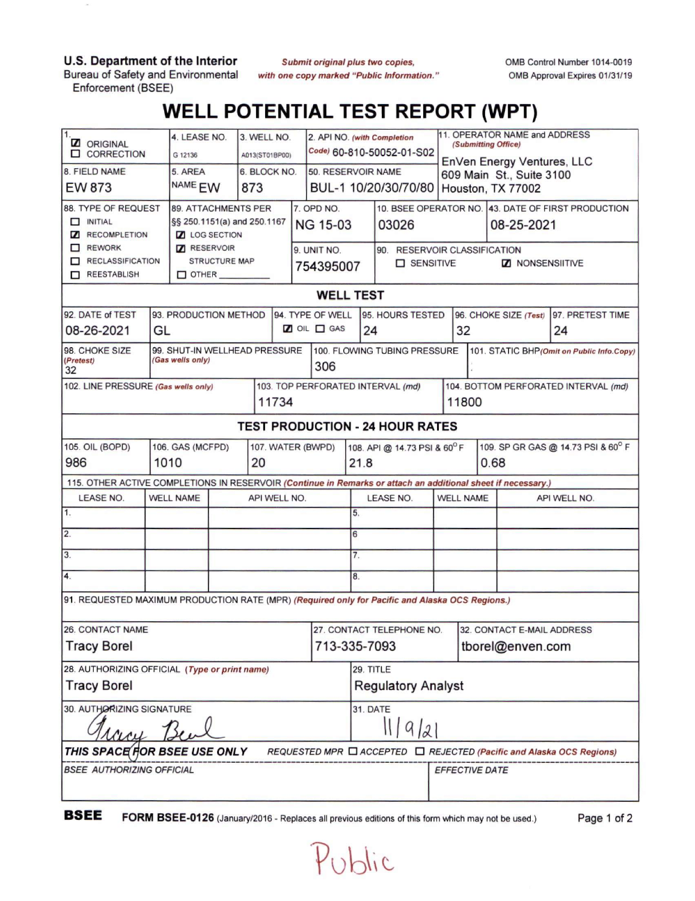U.S. Department of the Interior
Bureau of Safety and Environmental Enforcement (BSEE)

*Submit original plus two copies, with one copy marked "Public Information."*

OMB Control Number 1014-0019
OMB Approval Expires 01/31/19

# WELL POTENTIAL TEST REPORT (WPT)

| Field | Value |
|---|---|
| 1. | ☑ ORIGINAL ☐ CORRECTION |
| 4. LEASE NO. | G 12136 |
| 3. WELL NO. | A013(ST01BP00) |
| 2. API NO. *(with Completion Code)* | 60-810-50052-01-S02 |
| 11. OPERATOR NAME and ADDRESS *(Submitting Office)* | EnVen Energy Ventures, LLC<br>609 Main St., Suite 3100<br>Houston, TX 77002 |
| 8. FIELD NAME | EW 873 |
| 5. AREA NAME | EW |
| 6. BLOCK NO. | 873 |
| 50. RESERVOIR NAME | BUL-1 10/20/30/70/80 |
| 88. TYPE OF REQUEST | ☐ INITIAL ☑ RECOMPLETION ☐ REWORK ☐ RECLASSIFICATION ☐ REESTABLISH |
| 89. ATTACHMENTS PER §§ 250.1151(a) and 250.1167 | ☑ LOG SECTION ☑ RESERVOIR STRUCTURE MAP ☐ OTHER ________ |
| 7. OPD NO. | NG 15-03 |
| 10. BSEE OPERATOR NO. | 03026 |
| 43. DATE OF FIRST PRODUCTION | 08-25-2021 |
| 9. UNIT NO. | 754395007 |
| 90. RESERVOIR CLASSIFICATION | ☐ SENSITIVE ☑ NONSENSIITIVE |

## WELL TEST

| 92. DATE of TEST | 93. PRODUCTION METHOD | 94. TYPE OF WELL | 95. HOURS TESTED | 96. CHOKE SIZE *(Test)* | 97. PRETEST TIME |
|---|---|---|---|---|---|
| 08-26-2021 | GL | ☑ OIL ☐ GAS | 24 | 32 | 24 |

| 98. CHOKE SIZE *(Pretest)* | 99. SHUT-IN WELLHEAD PRESSURE *(Gas wells only)* | 100. FLOWING TUBING PRESSURE | 101. STATIC BHP *(Omit on Public Info.Copy)* |
|---|---|---|---|
| 32 | | 306 | |

| 102. LINE PRESSURE *(Gas wells only)* | 103. TOP PERFORATED INTERVAL *(md)* | 104. BOTTOM PERFORATED INTERVAL *(md)* |
|---|---|---|
| | 11734 | 11800 |

## TEST PRODUCTION - 24 HOUR RATES

| 105. OIL (BOPD) | 106. GAS (MCFPD) | 107. WATER (BWPD) | 108. API @ 14.73 PSI & 60° F | 109. SP GR GAS @ 14.73 PSI & 60° F |
|---|---|---|---|---|
| 986 | 1010 | 20 | 21.8 | 0.68 |

115. OTHER ACTIVE COMPLETIONS IN RESERVOIR *(Continue in Remarks or attach an additional sheet if necessary.)*

| LEASE NO. | WELL NAME | API WELL NO. | LEASE NO. | WELL NAME | API WELL NO. |
|---|---|---|---|---|---|
| 1. | | | 5. | | |
| 2. | | | 6 | | |
| 3. | | | 7. | | |
| 4. | | | 8. | | |

91. REQUESTED MAXIMUM PRODUCTION RATE (MPR) *(Required only for Pacific and Alaska OCS Regions.)*

| 26. CONTACT NAME | 27. CONTACT TELEPHONE NO. | 32. CONTACT E-MAIL ADDRESS |
|---|---|---|
| Tracy Borel | 713-335-7093 | tborel@enven.com |

| 28. AUTHORIZING OFFICIAL *(Type or print name)* | 29. TITLE |
|---|---|
| Tracy Borel | Regulatory Analyst |

| 30. AUTHORIZING SIGNATURE | 31. DATE |
|---|---|
| Tracy Borel | 11/9/21 |

***THIS SPACE FOR BSEE USE ONLY*** *REQUESTED MPR* ☐ *ACCEPTED* ☐ *REJECTED (Pacific and Alaska OCS Regions)*

| *BSEE AUTHORIZING OFFICIAL* | *EFFECTIVE DATE* |
|---|---|
| | |

**BSEE** **FORM BSEE-0126** (January/2016 - Replaces all previous editions of this form which may not be used.)

Public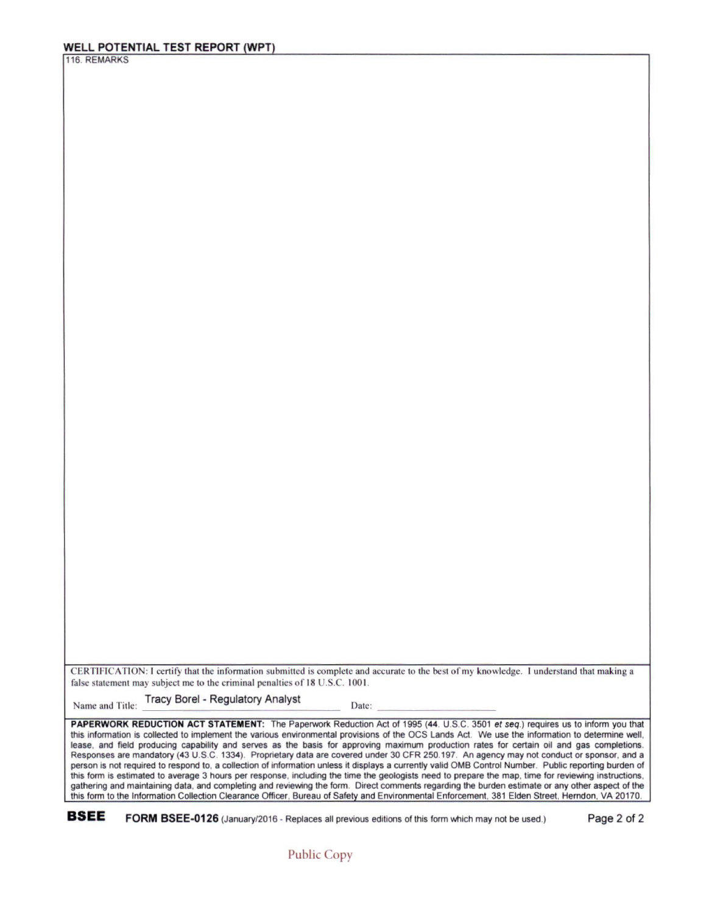## WELL POTENTIAL TEST REPORT (WPT)

116. REMARKS

CERTIFICATION: I certify that the information submitted is complete and accurate to the best of my knowledge. I understand that making a false statement may subject me to the criminal penalties of 18 U.S.C. 1001.

Name and Title: Tracy Borel - Regulatory Analyst Date: ____________________

**PAPERWORK REDUCTION ACT STATEMENT:** The Paperwork Reduction Act of 1995 (44. U.S.C. 3501 *et seq.*) requires us to inform you that this information is collected to implement the various environmental provisions of the OCS Lands Act. We use the information to determine well, lease, and field producing capability and serves as the basis for approving maximum production rates for certain oil and gas completions. Responses are mandatory (43 U.S.C. 1334). Proprietary data are covered under 30 CFR 250.197. An agency may not conduct or sponsor, and a person is not required to respond to, a collection of information unless it displays a currently valid OMB Control Number. Public reporting burden of this form is estimated to average 3 hours per response, including the time the geologists need to prepare the map, time for reviewing instructions, gathering and maintaining data, and completing and reviewing the form. Direct comments regarding the burden estimate or any other aspect of the this form to the Information Collection Clearance Officer, Bureau of Safety and Environmental Enforcement, 381 Elden Street, Herndon, VA 20170.

**BSEE** **FORM BSEE-0126** (January/2016 - Replaces all previous editions of this form which may not be used.)

Public Copy